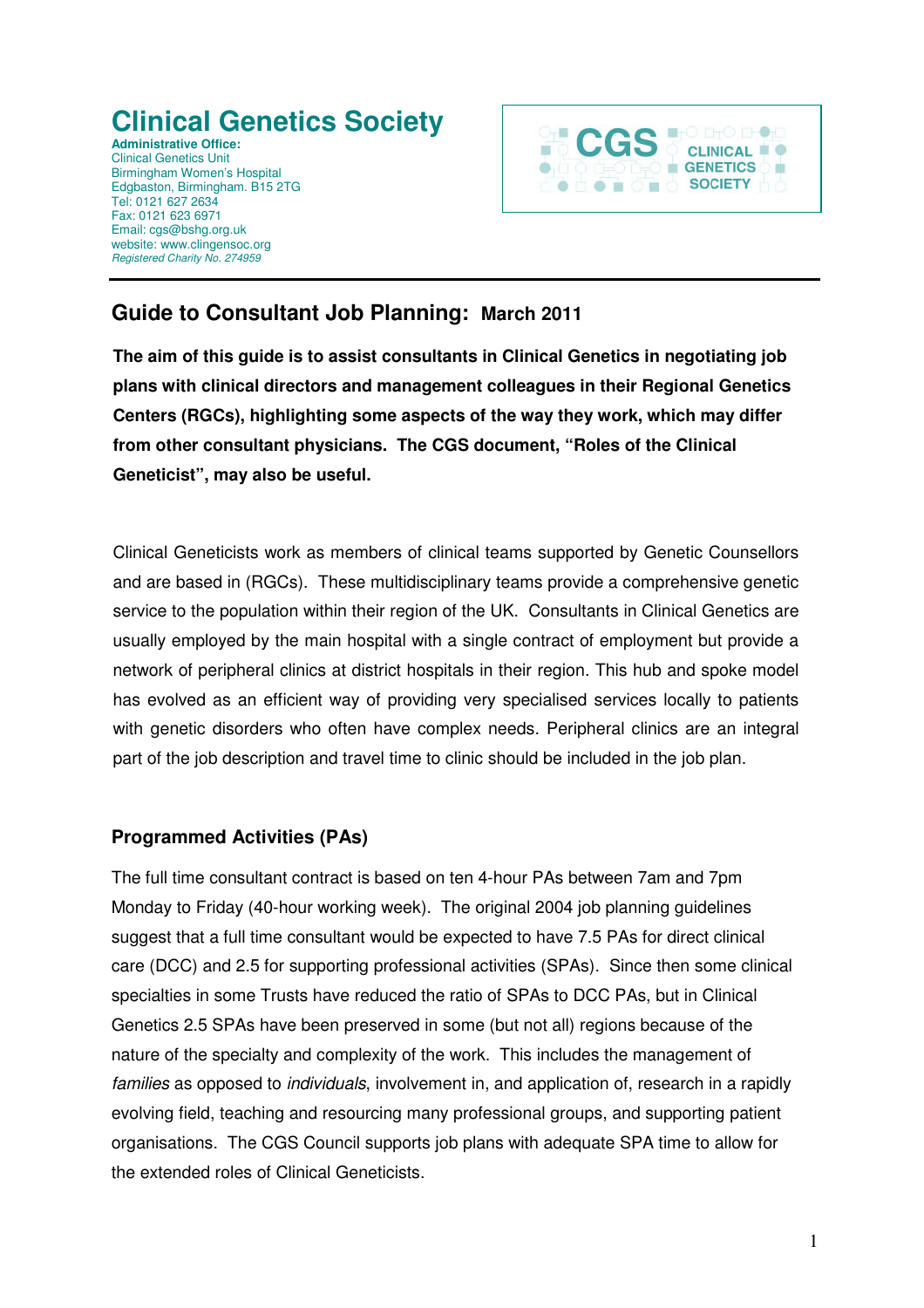# Clinical Genetics Society

**Administrative Office:**
Clinical Genetics Unit
Birmingham Women's Hospital
Edgbaston, Birmingham. B15 2TG
Tel: 0121 627 2634
Fax: 0121 623 6971
Email: cgs@bshg.org.uk
website: www.clingensoc.org
*Registered Charity No. 274959*

CGS CLINICAL GENETICS SOCIETY

---

## Guide to Consultant Job Planning: March 2011

**The aim of this guide is to assist consultants in Clinical Genetics in negotiating job plans with clinical directors and management colleagues in their Regional Genetics Centers (RGCs), highlighting some aspects of the way they work, which may differ from other consultant physicians. The CGS document, "Roles of the Clinical Geneticist", may also be useful.**

Clinical Geneticists work as members of clinical teams supported by Genetic Counsellors and are based in (RGCs). These multidisciplinary teams provide a comprehensive genetic service to the population within their region of the UK. Consultants in Clinical Genetics are usually employed by the main hospital with a single contract of employment but provide a network of peripheral clinics at district hospitals in their region. This hub and spoke model has evolved as an efficient way of providing very specialised services locally to patients with genetic disorders who often have complex needs. Peripheral clinics are an integral part of the job description and travel time to clinic should be included in the job plan.

### Programmed Activities (PAs)

The full time consultant contract is based on ten 4-hour PAs between 7am and 7pm Monday to Friday (40-hour working week). The original 2004 job planning guidelines suggest that a full time consultant would be expected to have 7.5 PAs for direct clinical care (DCC) and 2.5 for supporting professional activities (SPAs). Since then some clinical specialties in some Trusts have reduced the ratio of SPAs to DCC PAs, but in Clinical Genetics 2.5 SPAs have been preserved in some (but not all) regions because of the nature of the specialty and complexity of the work. This includes the management of *families* as opposed to *individuals*, involvement in, and application of, research in a rapidly evolving field, teaching and resourcing many professional groups, and supporting patient organisations. The CGS Council supports job plans with adequate SPA time to allow for the extended roles of Clinical Geneticists.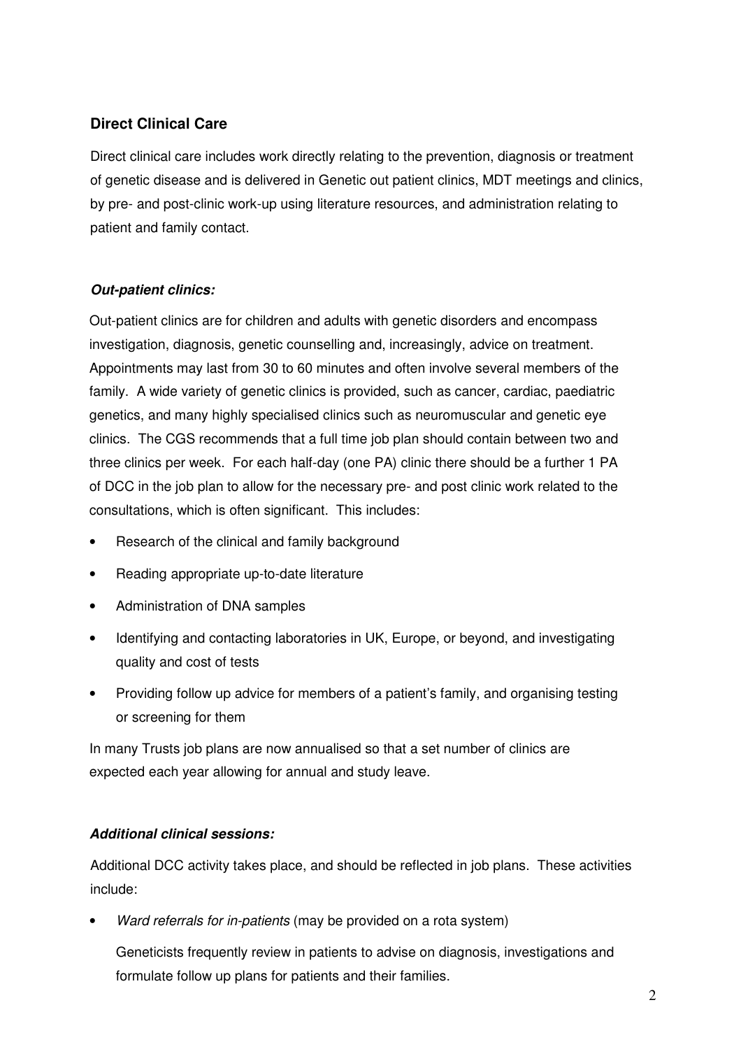## Direct Clinical Care

Direct clinical care includes work directly relating to the prevention, diagnosis or treatment of genetic disease and is delivered in Genetic out patient clinics, MDT meetings and clinics, by pre- and post-clinic work-up using literature resources, and administration relating to patient and family contact.

### *Out-patient clinics:*

Out-patient clinics are for children and adults with genetic disorders and encompass investigation, diagnosis, genetic counselling and, increasingly, advice on treatment. Appointments may last from 30 to 60 minutes and often involve several members of the family. A wide variety of genetic clinics is provided, such as cancer, cardiac, paediatric genetics, and many highly specialised clinics such as neuromuscular and genetic eye clinics. The CGS recommends that a full time job plan should contain between two and three clinics per week. For each half-day (one PA) clinic there should be a further 1 PA of DCC in the job plan to allow for the necessary pre- and post clinic work related to the consultations, which is often significant. This includes:

- Research of the clinical and family background
- Reading appropriate up-to-date literature
- Administration of DNA samples
- Identifying and contacting laboratories in UK, Europe, or beyond, and investigating quality and cost of tests
- Providing follow up advice for members of a patient's family, and organising testing or screening for them

In many Trusts job plans are now annualised so that a set number of clinics are expected each year allowing for annual and study leave.

### *Additional clinical sessions:*

Additional DCC activity takes place, and should be reflected in job plans. These activities include:

- *Ward referrals for in-patients* (may be provided on a rota system)

  Geneticists frequently review in patients to advise on diagnosis, investigations and formulate follow up plans for patients and their families.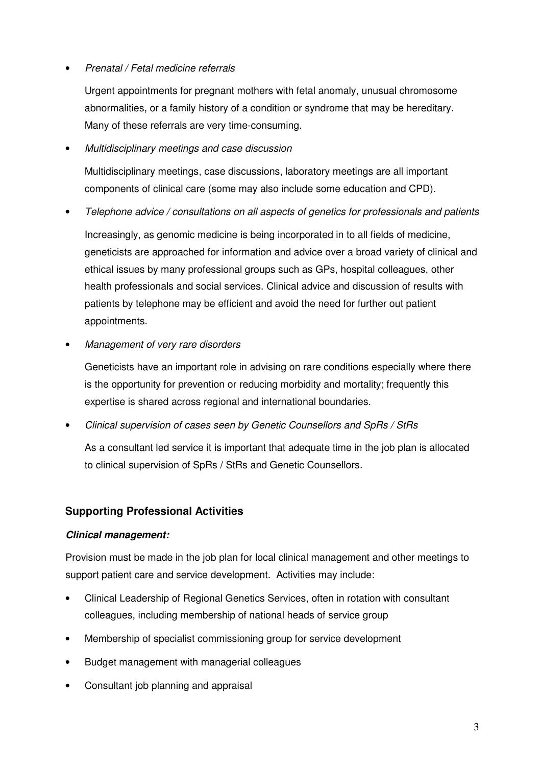- *Prenatal / Fetal medicine referrals*

  Urgent appointments for pregnant mothers with fetal anomaly, unusual chromosome abnormalities, or a family history of a condition or syndrome that may be hereditary. Many of these referrals are very time-consuming.

- *Multidisciplinary meetings and case discussion*

  Multidisciplinary meetings, case discussions, laboratory meetings are all important components of clinical care (some may also include some education and CPD).

- *Telephone advice / consultations on all aspects of genetics for professionals and patients*

  Increasingly, as genomic medicine is being incorporated in to all fields of medicine, geneticists are approached for information and advice over a broad variety of clinical and ethical issues by many professional groups such as GPs, hospital colleagues, other health professionals and social services. Clinical advice and discussion of results with patients by telephone may be efficient and avoid the need for further out patient appointments.

- *Management of very rare disorders*

  Geneticists have an important role in advising on rare conditions especially where there is the opportunity for prevention or reducing morbidity and mortality; frequently this expertise is shared across regional and international boundaries.

- *Clinical supervision of cases seen by Genetic Counsellors and SpRs / StRs*

  As a consultant led service it is important that adequate time in the job plan is allocated to clinical supervision of SpRs / StRs and Genetic Counsellors.

## Supporting Professional Activities

***Clinical management:***

Provision must be made in the job plan for local clinical management and other meetings to support patient care and service development. Activities may include:

- Clinical Leadership of Regional Genetics Services, often in rotation with consultant colleagues, including membership of national heads of service group
- Membership of specialist commissioning group for service development
- Budget management with managerial colleagues
- Consultant job planning and appraisal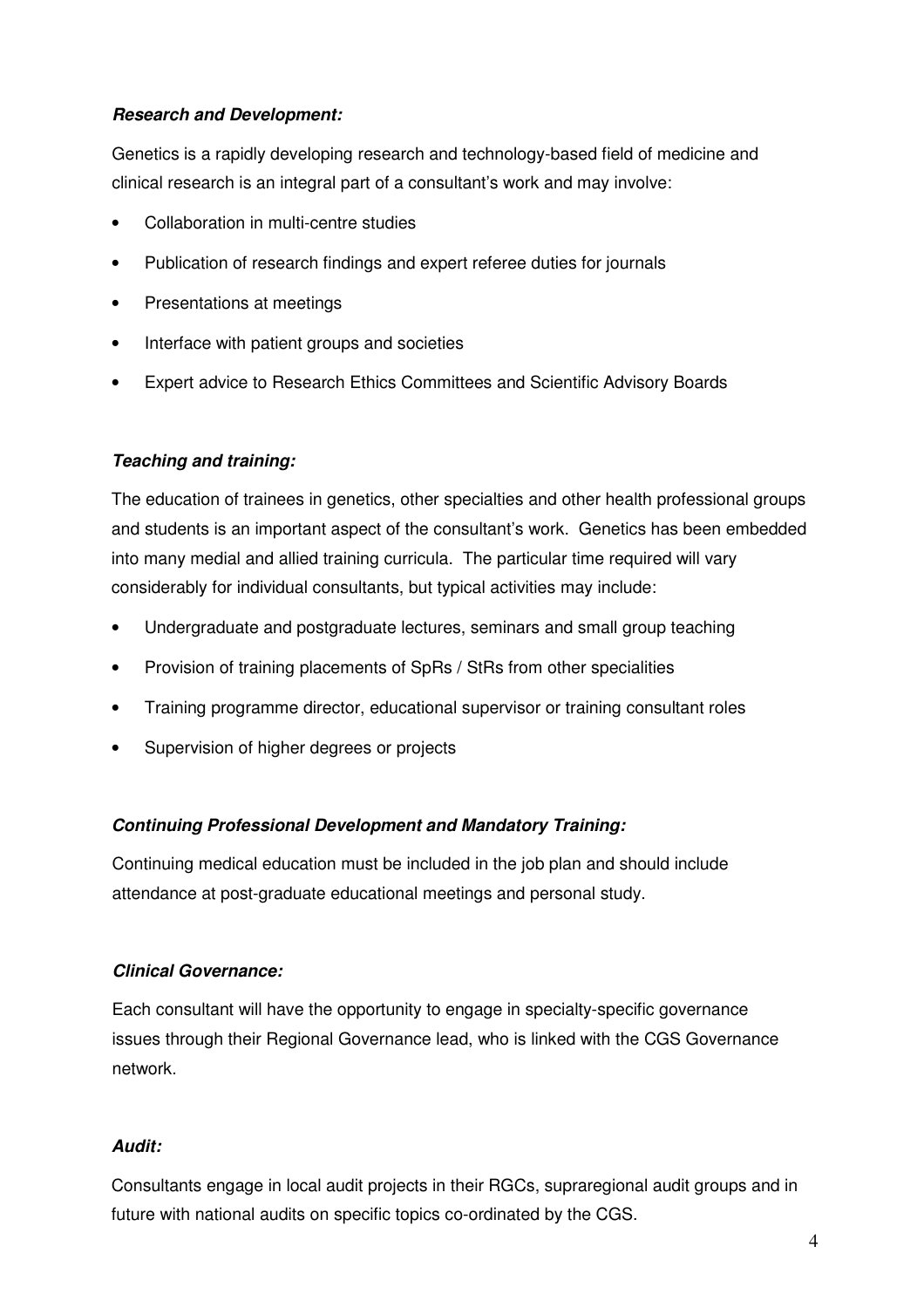***Research and Development:***

Genetics is a rapidly developing research and technology-based field of medicine and clinical research is an integral part of a consultant's work and may involve:

- Collaboration in multi-centre studies
- Publication of research findings and expert referee duties for journals
- Presentations at meetings
- Interface with patient groups and societies
- Expert advice to Research Ethics Committees and Scientific Advisory Boards

***Teaching and training:***

The education of trainees in genetics, other specialties and other health professional groups and students is an important aspect of the consultant's work. Genetics has been embedded into many medial and allied training curricula. The particular time required will vary considerably for individual consultants, but typical activities may include:

- Undergraduate and postgraduate lectures, seminars and small group teaching
- Provision of training placements of SpRs / StRs from other specialities
- Training programme director, educational supervisor or training consultant roles
- Supervision of higher degrees or projects

***Continuing Professional Development and Mandatory Training:***

Continuing medical education must be included in the job plan and should include attendance at post-graduate educational meetings and personal study.

***Clinical Governance:***

Each consultant will have the opportunity to engage in specialty-specific governance issues through their Regional Governance lead, who is linked with the CGS Governance network.

***Audit:***

Consultants engage in local audit projects in their RGCs, supraregional audit groups and in future with national audits on specific topics co-ordinated by the CGS.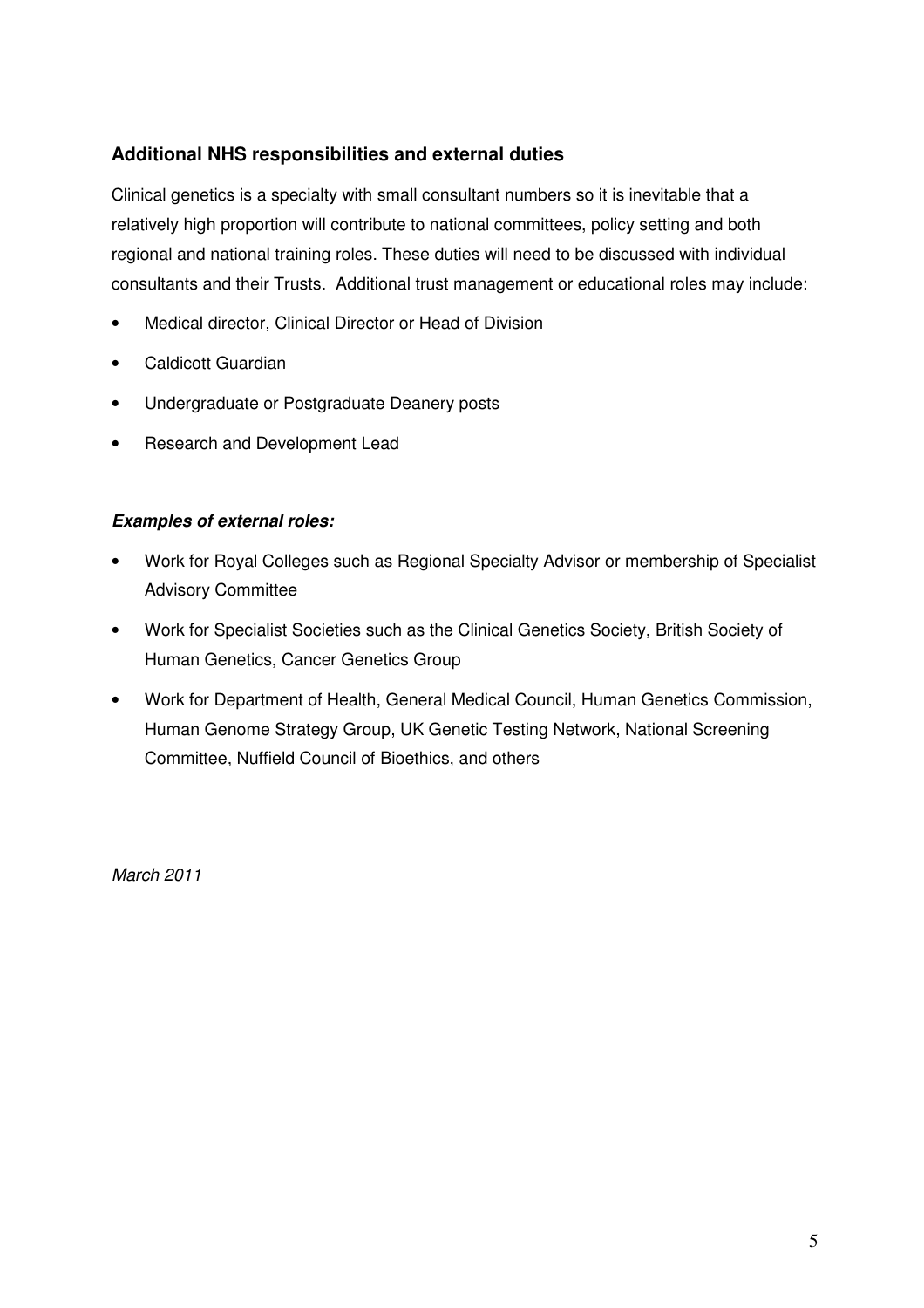## Additional NHS responsibilities and external duties

Clinical genetics is a specialty with small consultant numbers so it is inevitable that a relatively high proportion will contribute to national committees, policy setting and both regional and national training roles. These duties will need to be discussed with individual consultants and their Trusts. Additional trust management or educational roles may include:

- Medical director, Clinical Director or Head of Division
- Caldicott Guardian
- Undergraduate or Postgraduate Deanery posts
- Research and Development Lead

***Examples of external roles:***

- Work for Royal Colleges such as Regional Specialty Advisor or membership of Specialist Advisory Committee
- Work for Specialist Societies such as the Clinical Genetics Society, British Society of Human Genetics, Cancer Genetics Group
- Work for Department of Health, General Medical Council, Human Genetics Commission, Human Genome Strategy Group, UK Genetic Testing Network, National Screening Committee, Nuffield Council of Bioethics, and others

*March 2011*